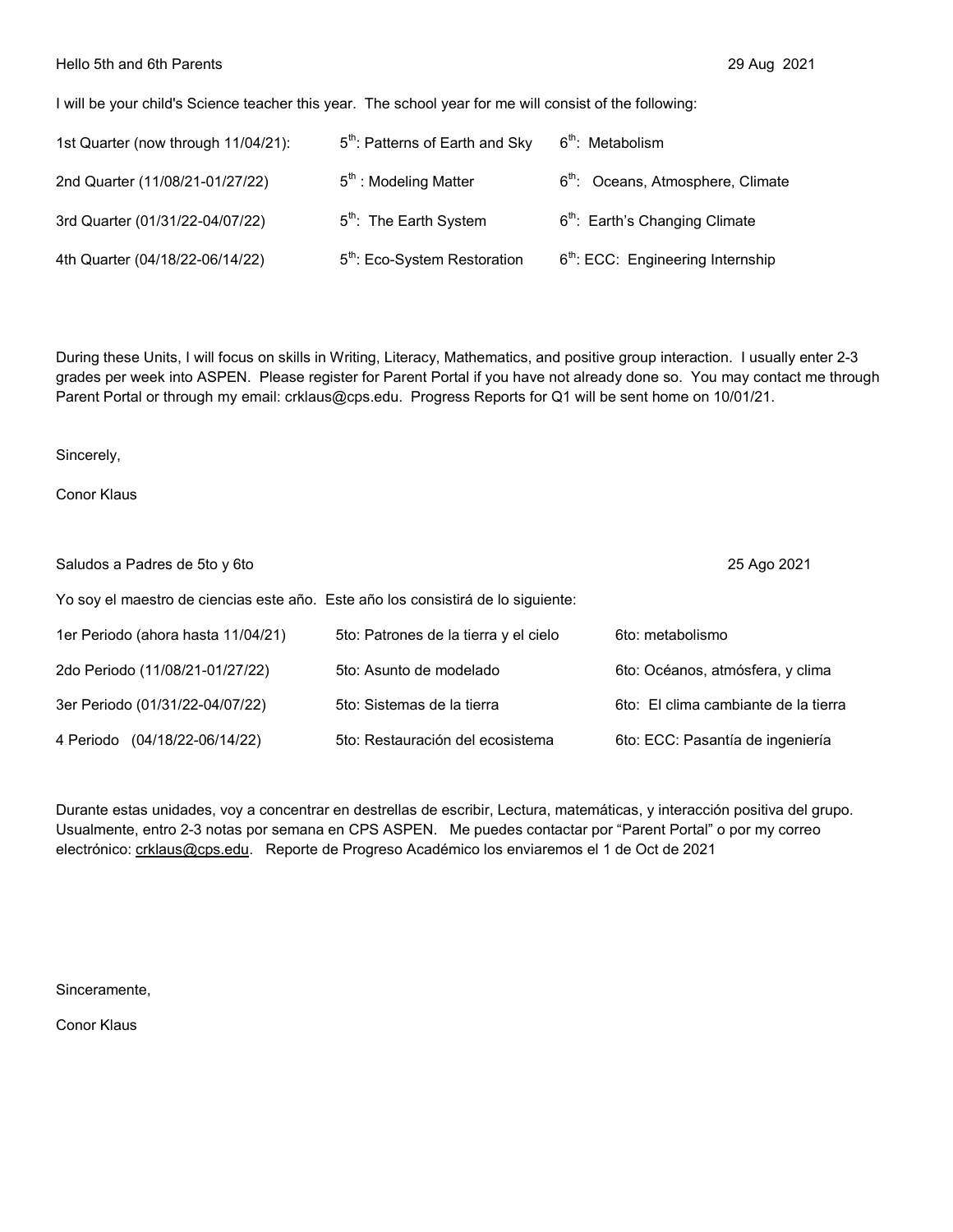Hello 5th and 6th Parents 29 Aug 2021

I will be your child's Science teacher this year. The school year for me will consist of the following:

| | | |
|---|---|---|
| 1st Quarter (now through 11/04/21): | 5th: Patterns of Earth and Sky | 6th: Metabolism |
| 2nd Quarter (11/08/21-01/27/22) | 5th : Modeling Matter | 6th: Oceans, Atmosphere, Climate |
| 3rd Quarter (01/31/22-04/07/22) | 5th: The Earth System | 6th: Earth's Changing Climate |
| 4th Quarter (04/18/22-06/14/22) | 5th: Eco-System Restoration | 6th: ECC: Engineering Internship |

During these Units, I will focus on skills in Writing, Literacy, Mathematics, and positive group interaction. I usually enter 2-3 grades per week into ASPEN. Please register for Parent Portal if you have not already done so. You may contact me through Parent Portal or through my email: crklaus@cps.edu. Progress Reports for Q1 will be sent home on 10/01/21.

Sincerely,

Conor Klaus

Saludos a Padres de 5to y 6to 25 Ago 2021

Yo soy el maestro de ciencias este año. Este año los consistirá de lo siguiente:

| | | |
|---|---|---|
| 1er Periodo (ahora hasta 11/04/21) | 5to: Patrones de la tierra y el cielo | 6to: metabolismo |
| 2do Periodo (11/08/21-01/27/22) | 5to: Asunto de modelado | 6to: Océanos, atmósfera, y clima |
| 3er Periodo (01/31/22-04/07/22) | 5to: Sistemas de la tierra | 6to: El clima cambiante de la tierra |
| 4 Periodo (04/18/22-06/14/22) | 5to: Restauración del ecosistema | 6to: ECC: Pasantía de ingeniería |

Durante estas unidades, voy a concentrar en destrellas de escribir, Lectura, matemáticas, y interacción positiva del grupo. Usualmente, entro 2-3 notas por semana en CPS ASPEN. Me puedes contactar por "Parent Portal" o por my correo electrónico: crklaus@cps.edu. Reporte de Progreso Académico los enviaremos el 1 de Oct de 2021

Sinceramente,

Conor Klaus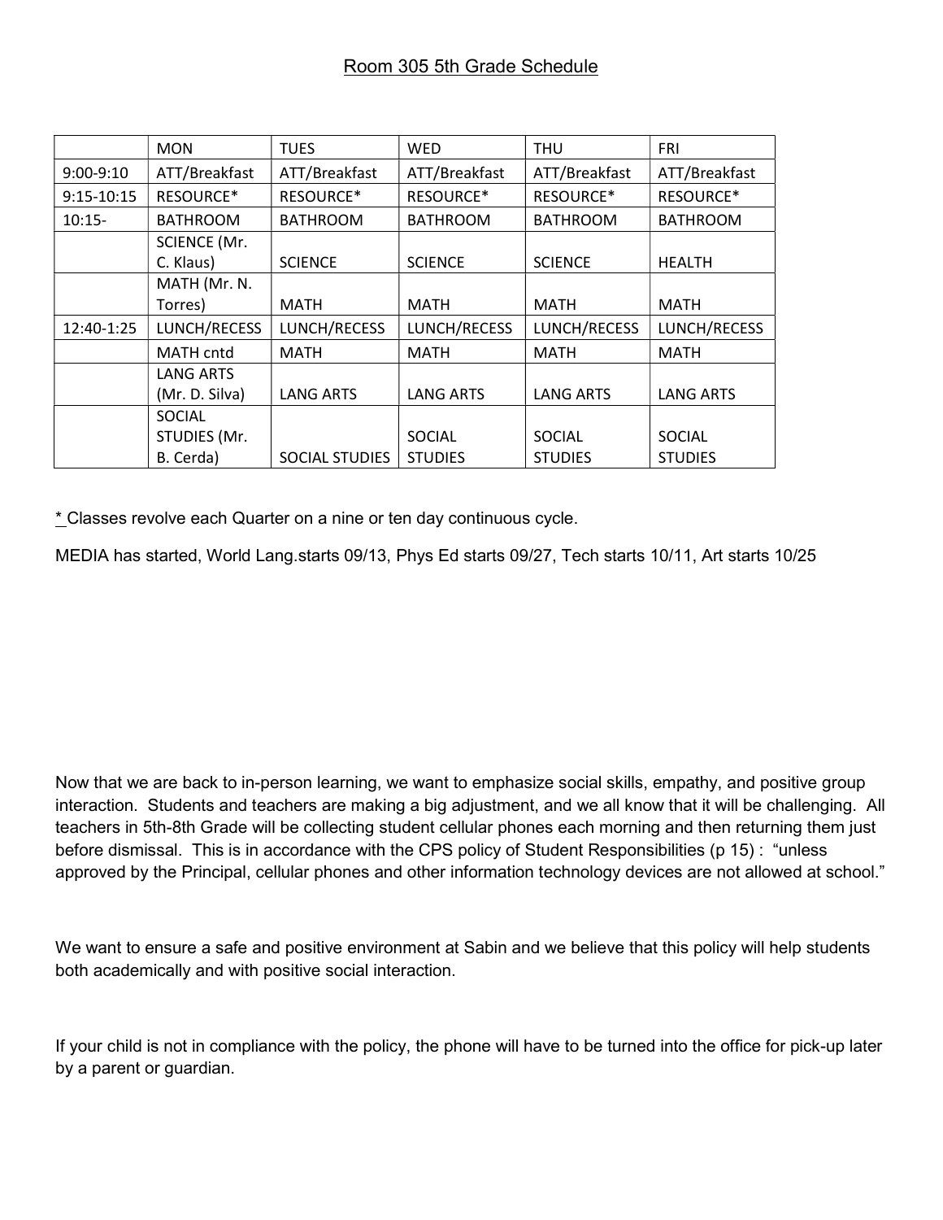Room 305 5th Grade Schedule

| | MON | TUES | WED | THU | FRI |
|---|---|---|---|---|---|
| 9:00-9:10 | ATT/Breakfast | ATT/Breakfast | ATT/Breakfast | ATT/Breakfast | ATT/Breakfast |
| 9:15-10:15 | RESOURCE* | RESOURCE* | RESOURCE* | RESOURCE* | RESOURCE* |
| 10:15- | BATHROOM | BATHROOM | BATHROOM | BATHROOM | BATHROOM |
| | SCIENCE (Mr. C. Klaus) | SCIENCE | SCIENCE | SCIENCE | HEALTH |
| | MATH (Mr. N. Torres) | MATH | MATH | MATH | MATH |
| 12:40-1:25 | LUNCH/RECESS | LUNCH/RECESS | LUNCH/RECESS | LUNCH/RECESS | LUNCH/RECESS |
| | MATH cntd | MATH | MATH | MATH | MATH |
| | LANG ARTS (Mr. D. Silva) | LANG ARTS | LANG ARTS | LANG ARTS | LANG ARTS |
| | SOCIAL STUDIES (Mr. B. Cerda) | SOCIAL STUDIES | SOCIAL STUDIES | SOCIAL STUDIES | SOCIAL STUDIES |

* Classes revolve each Quarter on a nine or ten day continuous cycle.

MEDIA has started, World Lang.starts 09/13, Phys Ed starts 09/27, Tech starts 10/11, Art starts 10/25

Now that we are back to in-person learning, we want to emphasize social skills, empathy, and positive group interaction. Students and teachers are making a big adjustment, and we all know that it will be challenging. All teachers in 5th-8th Grade will be collecting student cellular phones each morning and then returning them just before dismissal. This is in accordance with the CPS policy of Student Responsibilities (p 15) : "unless approved by the Principal, cellular phones and other information technology devices are not allowed at school."

We want to ensure a safe and positive environment at Sabin and we believe that this policy will help students both academically and with positive social interaction.

If your child is not in compliance with the policy, the phone will have to be turned into the office for pick-up later by a parent or guardian.